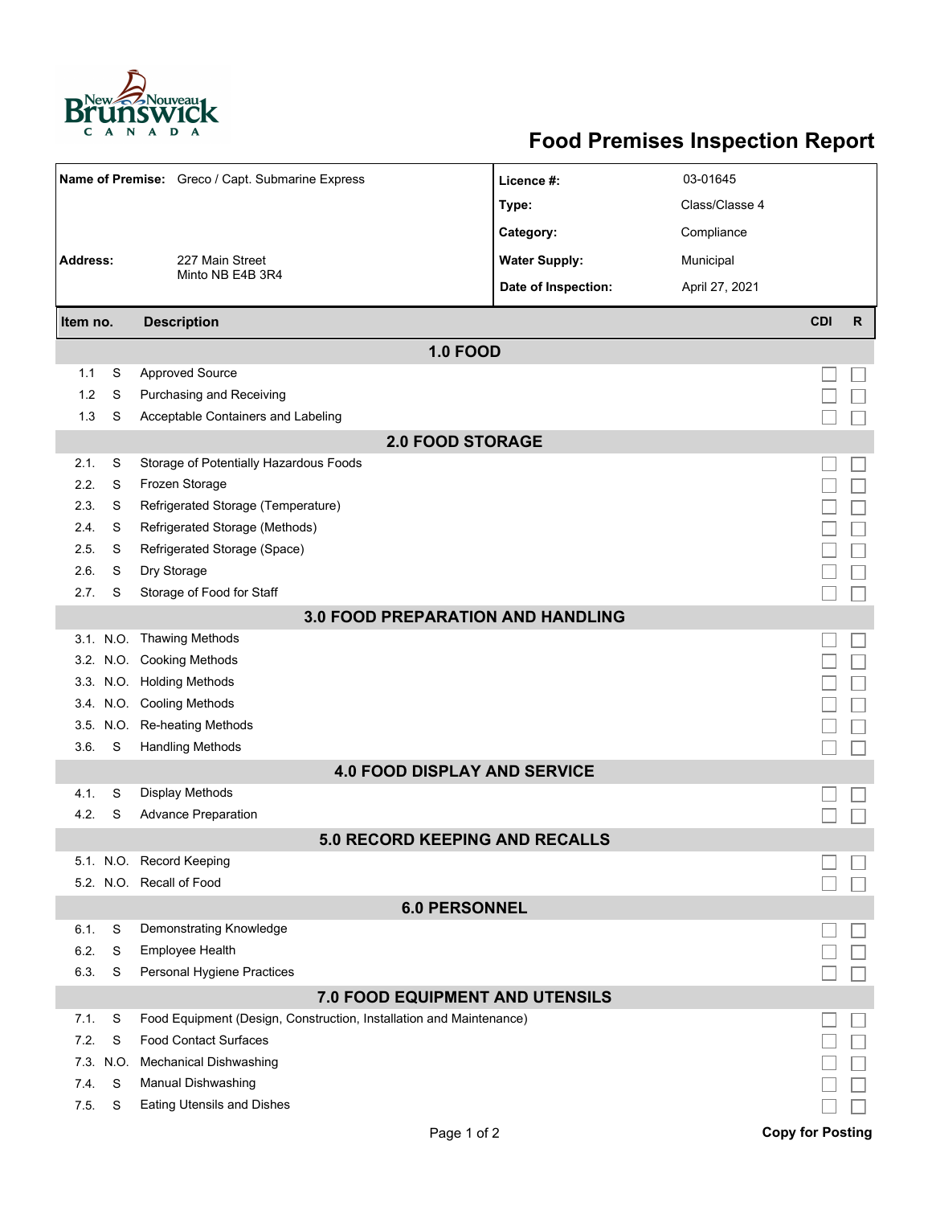# Food Premises Inspection Report

| | | | |
|---|---|---|---|
| **Name of Premise:** | Greco / Capt. Submarine Express | **Licence #:** | 03-01645 |
| | | **Type:** | Class/Classe 4 |
| | | **Category:** | Compliance |
| **Address:** | 227 Main Street<br>Minto NB E4B 3R4 | **Water Supply:** | Municipal |
| | | **Date of Inspection:** | April 27, 2021 |

| Item no. | | Description | CDI | R |
|---|---|---|---|---|
| **1.0 FOOD** | | | | |
| 1.1 | S | Approved Source | ☐ | ☐ |
| 1.2 | S | Purchasing and Receiving | ☐ | ☐ |
| 1.3 | S | Acceptable Containers and Labeling | ☐ | ☐ |
| **2.0 FOOD STORAGE** | | | | |
| 2.1. | S | Storage of Potentially Hazardous Foods | ☐ | ☐ |
| 2.2. | S | Frozen Storage | ☐ | ☐ |
| 2.3. | S | Refrigerated Storage (Temperature) | ☐ | ☐ |
| 2.4. | S | Refrigerated Storage (Methods) | ☐ | ☐ |
| 2.5. | S | Refrigerated Storage (Space) | ☐ | ☐ |
| 2.6. | S | Dry Storage | ☐ | ☐ |
| 2.7. | S | Storage of Food for Staff | ☐ | ☐ |
| **3.0 FOOD PREPARATION AND HANDLING** | | | | |
| 3.1. | N.O. | Thawing Methods | ☐ | ☐ |
| 3.2. | N.O. | Cooking Methods | ☐ | ☐ |
| 3.3. | N.O. | Holding Methods | ☐ | ☐ |
| 3.4. | N.O. | Cooling Methods | ☐ | ☐ |
| 3.5. | N.O. | Re-heating Methods | ☐ | ☐ |
| 3.6. | S | Handling Methods | ☐ | ☐ |
| **4.0 FOOD DISPLAY AND SERVICE** | | | | |
| 4.1. | S | Display Methods | ☐ | ☐ |
| 4.2. | S | Advance Preparation | ☐ | ☐ |
| **5.0 RECORD KEEPING AND RECALLS** | | | | |
| 5.1. | N.O. | Record Keeping | ☐ | ☐ |
| 5.2. | N.O. | Recall of Food | ☐ | ☐ |
| **6.0 PERSONNEL** | | | | |
| 6.1. | S | Demonstrating Knowledge | ☐ | ☐ |
| 6.2. | S | Employee Health | ☐ | ☐ |
| 6.3. | S | Personal Hygiene Practices | ☐ | ☐ |
| **7.0 FOOD EQUIPMENT AND UTENSILS** | | | | |
| 7.1. | S | Food Equipment (Design, Construction, Installation and Maintenance) | ☐ | ☐ |
| 7.2. | S | Food Contact Surfaces | ☐ | ☐ |
| 7.3. | N.O. | Mechanical Dishwashing | ☐ | ☐ |
| 7.4. | S | Manual Dishwashing | ☐ | ☐ |
| 7.5. | S | Eating Utensils and Dishes | ☐ | ☐ |

**Copy for Posting**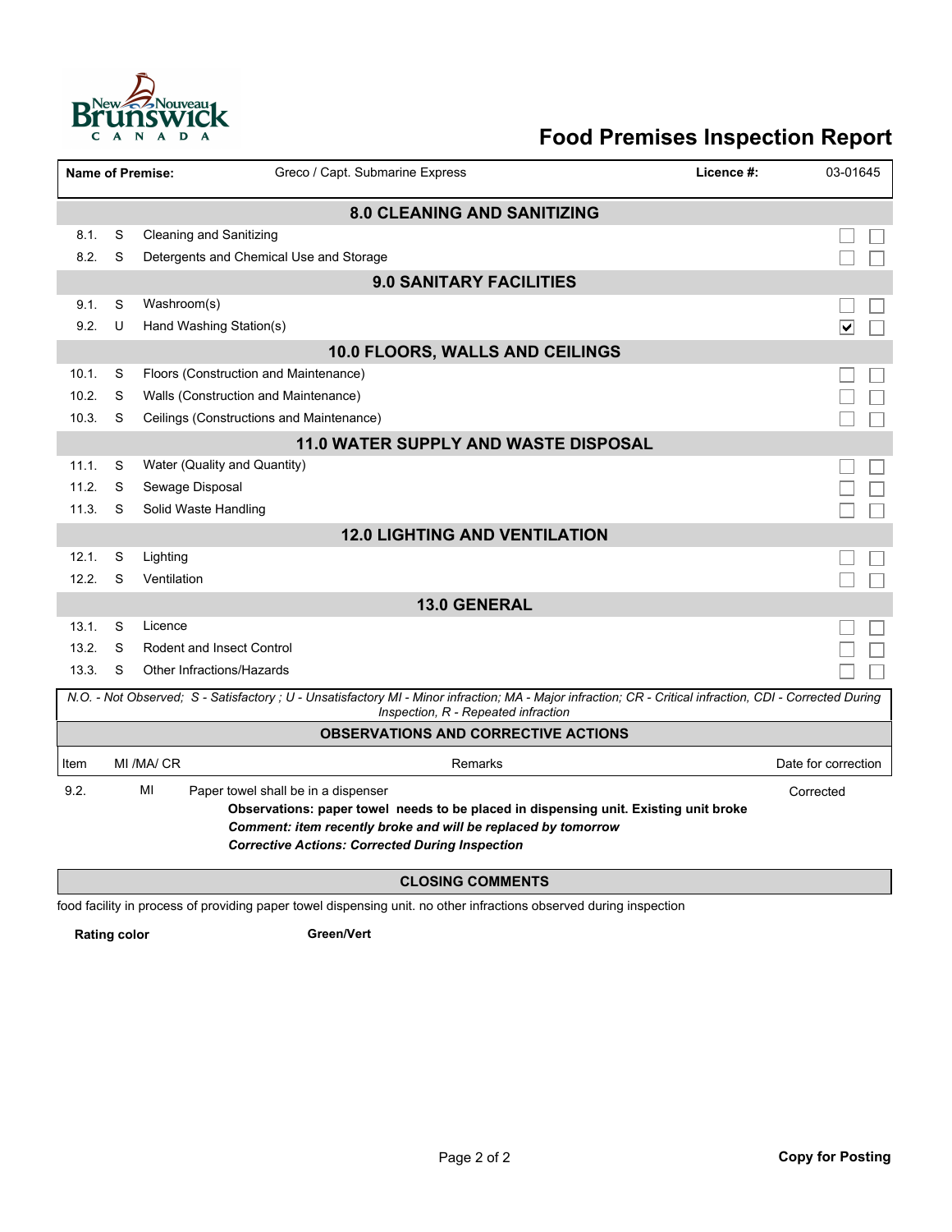# Food Premises Inspection Report

| **Name of Premise:** | Greco / Capt. Submarine Express | **Licence #:** | 03-01645 |
|---|---|---|---|

## 8.0 CLEANING AND SANITIZING

| | | | | |
|---|---|---|---|---|
| 8.1. | S | Cleaning and Sanitizing | ☐ | ☐ |
| 8.2. | S | Detergents and Chemical Use and Storage | ☐ | ☐ |

## 9.0 SANITARY FACILITIES

| | | | | |
|---|---|---|---|---|
| 9.1. | S | Washroom(s) | ☐ | ☐ |
| 9.2. | U | Hand Washing Station(s) | ☑ | ☐ |

## 10.0 FLOORS, WALLS AND CEILINGS

| | | | | |
|---|---|---|---|---|
| 10.1. | S | Floors (Construction and Maintenance) | ☐ | ☐ |
| 10.2. | S | Walls (Construction and Maintenance) | ☐ | ☐ |
| 10.3. | S | Ceilings (Constructions and Maintenance) | ☐ | ☐ |

## 11.0 WATER SUPPLY AND WASTE DISPOSAL

| | | | | |
|---|---|---|---|---|
| 11.1. | S | Water (Quality and Quantity) | ☐ | ☐ |
| 11.2. | S | Sewage Disposal | ☐ | ☐ |
| 11.3. | S | Solid Waste Handling | ☐ | ☐ |

## 12.0 LIGHTING AND VENTILATION

| | | | | |
|---|---|---|---|---|
| 12.1. | S | Lighting | ☐ | ☐ |
| 12.2. | S | Ventilation | ☐ | ☐ |

## 13.0 GENERAL

| | | | | |
|---|---|---|---|---|
| 13.1. | S | Licence | ☐ | ☐ |
| 13.2. | S | Rodent and Insect Control | ☐ | ☐ |
| 13.3. | S | Other Infractions/Hazards | ☐ | ☐ |

*N.O. - Not Observed; S - Satisfactory ; U - Unsatisfactory MI - Minor infraction; MA - Major infraction; CR - Critical infraction, CDI - Corrected During Inspection, R - Repeated infraction*

## OBSERVATIONS AND CORRECTIVE ACTIONS

| Item | MI /MA/ CR | Remarks | Date for correction |
|---|---|---|---|
| 9.2. | MI | Paper towel shall be in a dispenser<br>**Observations: paper towel needs to be placed in dispensing unit. Existing unit broke**<br>***Comment: item recently broke and will be replaced by tomorrow***<br>***Corrective Actions: Corrected During Inspection*** | Corrected |

## CLOSING COMMENTS

food facility in process of providing paper towel dispensing unit. no other infractions observed during inspection

**Rating color** **Green/Vert**

**Copy for Posting**